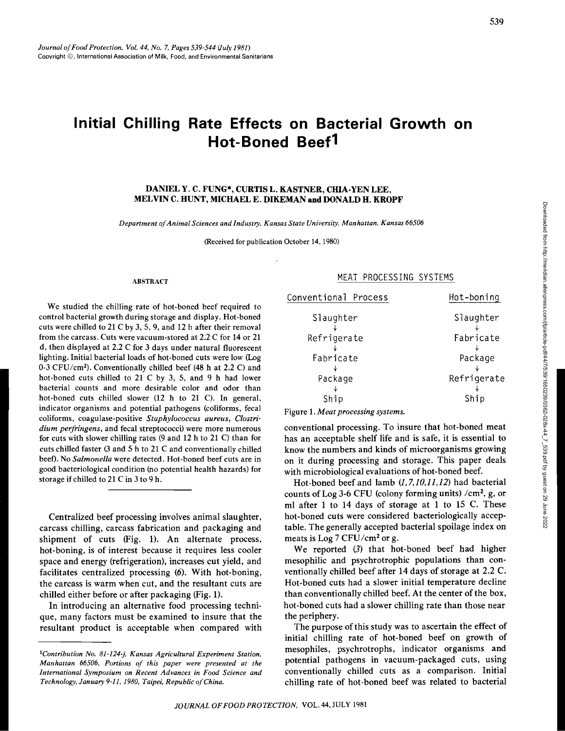*Journal of Food Protection, Vol. 44, No. 7, Pages 539-544 (July 1981)*
Copyright ©, International Association of Milk, Food, and Environmental Sanitarians

# Initial Chilling Rate Effects on Bacterial Growth on Hot-Boned Beef[1]

**DANIEL Y. C. FUNG\*, CURTIS L. KASTNER, CHIA-YEN LEE, MELVIN C. HUNT, MICHAEL E. DIKEMAN and DONALD H. KROPF**

*Department of Animal Sciences and Industry, Kansas State University, Manhattan, Kansas 66506*

(Received for publication October 14, 1980)

## ABSTRACT

We studied the chilling rate of hot-boned beef required to control bacterial growth during storage and display. Hot-boned cuts were chilled to 21 C by 3, 5, 9, and 12 h after their removal from the carcass. Cuts were vacuum-stored at 2.2 C for 14 or 21 d, then displayed at 2.2 C for 3 days under natural fluorescent lighting. Initial bacterial loads of hot-boned cuts were low (Log 0-3 CFU/cm$^2$). Conventionally chilled beef (48 h at 2.2 C) and hot-boned cuts chilled to 21 C by 3, 5, and 9 h had lower bacterial counts and more desirable color and odor than hot-boned cuts chilled slower (12 h to 21 C). In general, indicator organisms and potential pathogens (coliforms, fecal coliforms, coagulase-positive *Staphylococcus aureus*, *Clostridium perfringens*, and fecal streptococci) were more numerous for cuts with slower chilling rates (9 and 12 h to 21 C) than for cuts chilled faster (3 and 5 h to 21 C and conventionally chilled beef). No *Salmonella* were detected. Hot-boned beef cuts are in good bacteriological condition (no potential health hazards) for storage if chilled to 21 C in 3 to 9 h.

---

Centralized beef processing involves animal slaughter, carcass chilling, carcass fabrication and packaging and shipment of cuts (Fig. 1). An alternate process, hot-boning, is of interest because it requires less cooler space and energy (refrigeration), increases cut yield, and facilitates centralized processing (*6*). With hot-boning, the carcass is warm when cut, and the resultant cuts are chilled either before or after packaging (Fig. 1).

In introducing an alternative food processing technique, many factors must be examined to insure that the resultant product is acceptable when compared with conventional processing. To insure that hot-boned meat has an acceptable shelf life and is safe, it is essential to know the numbers and kinds of microorganisms growing on it during processing and storage. This paper deals with microbiological evaluations of hot-boned beef.

MEAT PROCESSING SYSTEMS

| Conventional Process | Hot-boning |
|---|---|
| Slaughter | Slaughter |
| ↓ | ↓ |
| Refrigerate | Fabricate |
| ↓ | ↓ |
| Fabricate | Package |
| ↓ | ↓ |
| Package | Refrigerate |
| ↓ | ↓ |
| Ship | Ship |

Figure 1. *Meat processing systems.*

Hot-boned beef and lamb (*1,7,10,11,12*) had bacterial counts of Log 3-6 CFU (colony forming units) /cm$^2$, g, or ml after 1 to 14 days of storage at 1 to 15 C. These hot-boned cuts were considered bacteriologically acceptable. The generally accepted bacterial spoilage index on meats is Log 7 CFU/cm$^2$ or g.

We reported (*3*) that hot-boned beef had higher mesophilic and psychrotrophic populations than conventionally chilled beef after 14 days of storage at 2.2 C. Hot-boned cuts had a slower initial temperature decline than conventionally chilled beef. At the center of the box, hot-boned cuts had a slower chilling rate than those near the periphery.

The purpose of this study was to ascertain the effect of initial chilling rate of hot-boned beef on growth of mesophiles, psychrotrophs, indicator organisms and potential pathogens in vacuum-packaged cuts, using conventionally chilled cuts as a comparison. Initial chilling rate of hot-boned beef was related to bacterial

[1]Contribution No. 81-124-j, Kansas Agricultural Experiment Station, Manhattan 66506. Portions of this paper were presented at the International Symposium on Recent Advances in Food Science and Technology, January 9-11, 1980, Taipei, Republic of China.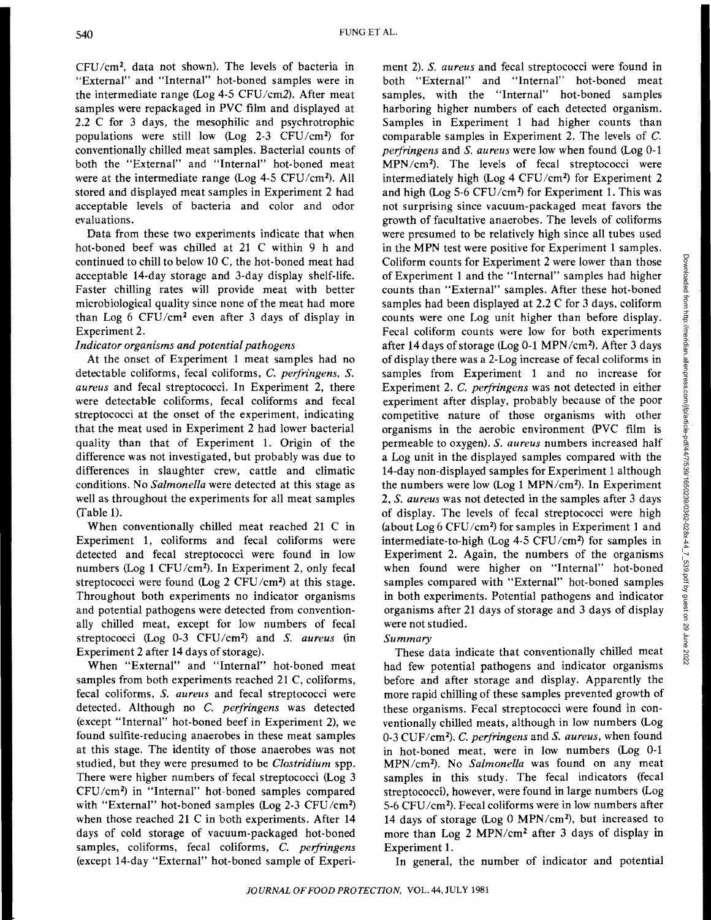CFU/cm$^2$, data not shown). The levels of bacteria in "External" and "Internal" hot-boned samples were in the intermediate range (Log 4-5 CFU/cm2). After meat samples were repackaged in PVC film and displayed at 2.2 C for 3 days, the mesophilic and psychrotrophic populations were still low (Log 2-3 CFU/cm$^2$) for conventionally chilled meat samples. Bacterial counts of both the "External" and "Internal" hot-boned meat were at the intermediate range (Log 4-5 CFU/cm$^2$). All stored and displayed meat samples in Experiment 2 had acceptable levels of bacteria and color and odor evaluations.

Data from these two experiments indicate that when hot-boned beef was chilled at 21 C within 9 h and continued to chill to below 10 C, the hot-boned meat had acceptable 14-day storage and 3-day display shelf-life. Faster chilling rates will provide meat with better microbiological quality since none of the meat had more than Log 6 CFU/cm$^2$ even after 3 days of display in Experiment 2.

*Indicator organisms and potential pathogens*

At the onset of Experiment 1 meat samples had no detectable coliforms, fecal coliforms, *C. perfringens, S. aureus* and fecal streptococci. In Experiment 2, there were detectable coliforms, fecal coliforms and fecal streptococci at the onset of the experiment, indicating that the meat used in Experiment 2 had lower bacterial quality than that of Experiment 1. Origin of the difference was not investigated, but probably was due to differences in slaughter crew, cattle and climatic conditions. No *Salmonella* were detected at this stage as well as throughout the experiments for all meat samples (Table 1).

When conventionally chilled meat reached 21 C in Experiment 1, coliforms and fecal coliforms were detected and fecal streptococci were found in low numbers (Log 1 CFU/cm$^2$). In Experiment 2, only fecal streptococci were found (Log 2 CFU/cm$^2$) at this stage. Throughout both experiments no indicator organisms and potential pathogens were detected from conventionally chilled meat, except for low numbers of fecal streptococci (Log 0-3 CFU/cm$^2$) and *S. aureus* (in Experiment 2 after 14 days of storage).

When "External" and "Internal" hot-boned meat samples from both experiments reached 21 C, coliforms, fecal coliforms, *S. aureus* and fecal streptococci were detected. Although no *C. perfringens* was detected (except "Internal" hot-boned beef in Experiment 2), we found sulfite-reducing anaerobes in these meat samples at this stage. The identity of those anaerobes was not studied, but they were presumed to be *Clostridium* spp. There were higher numbers of fecal streptococci (Log 3 CFU/cm$^2$) in "Internal" hot-boned samples compared with "External" hot-boned samples (Log 2-3 CFU/cm$^2$) when those reached 21 C in both experiments. After 14 days of cold storage of vacuum-packaged hot-boned samples, coliforms, fecal coliforms, *C. perfringens* (except 14-day "External" hot-boned sample of Experiment 2). *S. aureus* and fecal streptococci were found in both "External" and "Internal" hot-boned meat samples, with the "Internal" hot-boned samples harboring higher numbers of each detected organism. Samples in Experiment 1 had higher counts than comparable samples in Experiment 2. The levels of *C. perfringens* and *S. aureus* were low when found (Log 0-1 MPN/cm$^2$). The levels of fecal streptococci were intermediately high (Log 4 CFU/cm$^2$) for Experiment 2 and high (Log 5-6 CFU/cm$^2$) for Experiment 1. This was not surprising since vacuum-packaged meat favors the growth of facultative anaerobes. The levels of coliforms were presumed to be relatively high since all tubes used in the MPN test were positive for Experiment 1 samples. Coliform counts for Experiment 2 were lower than those of Experiment 1 and the "Internal" samples had higher counts than "External" samples. After these hot-boned samples had been displayed at 2.2 C for 3 days, coliform counts were one Log unit higher than before display. Fecal coliform counts were low for both experiments after 14 days of storage (Log 0-1 MPN/cm$^2$). After 3 days of display there was a 2-Log increase of fecal coliforms in samples from Experiment 1 and no increase for Experiment 2. *C. perfringens* was not detected in either experiment after display, probably because of the poor competitive nature of those organisms with other organisms in the aerobic environment (PVC film is permeable to oxygen). *S. aureus* numbers increased half a Log unit in the displayed samples compared with the 14-day non-displayed samples for Experiment 1 although the numbers were low (Log 1 MPN/cm$^2$). In Experiment 2, *S. aureus* was not detected in the samples after 3 days of display. The levels of fecal streptococci were high (about Log 6 CFU/cm$^2$) for samples in Experiment 1 and intermediate-to-high (Log 4-5 CFU/cm$^2$) for samples in Experiment 2. Again, the numbers of the organisms when found were higher on "Internal" hot-boned samples compared with "External" hot-boned samples in both experiments. Potential pathogens and indicator organisms after 21 days of storage and 3 days of display were not studied.

*Summary*

These data indicate that conventionally chilled meat had few potential pathogens and indicator organisms before and after storage and display. Apparently the more rapid chilling of these samples prevented growth of these organisms. Fecal streptococci were found in conventionally chilled meats, although in low numbers (Log 0-3 CUF/cm$^2$). *C. perfringens* and *S. aureus*, when found in hot-boned meat, were in low numbers (Log 0-1 MPN/cm$^2$). No *Salmonella* was found on any meat samples in this study. The fecal indicators (fecal streptococci), however, were found in large numbers (Log 5-6 CFU/cm$^2$). Fecal coliforms were in low numbers after 14 days of storage (Log 0 MPN/cm$^2$), but increased to more than Log 2 MPN/cm$^2$ after 3 days of display in Experiment 1.

In general, the number of indicator and potential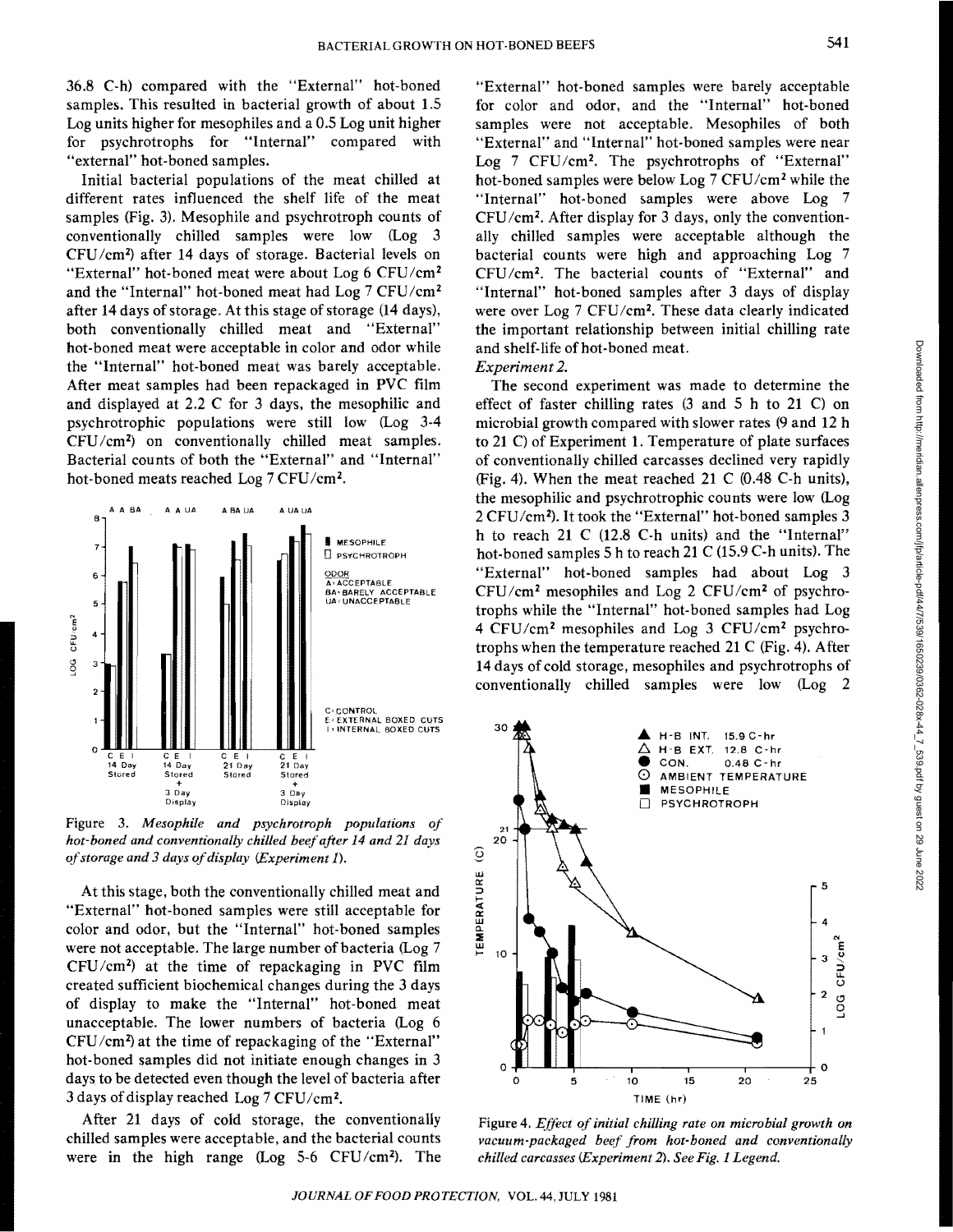36.8 C-h) compared with the "External" hot-boned samples. This resulted in bacterial growth of about 1.5 Log units higher for mesophiles and a 0.5 Log unit higher for psychrotrophs for "Internal" compared with "external" hot-boned samples.

Initial bacterial populations of the meat chilled at different rates influenced the shelf life of the meat samples (Fig. 3). Mesophile and psychrotroph counts of conventionally chilled samples were low (Log 3 CFU/cm²) after 14 days of storage. Bacterial levels on "External" hot-boned meat were about Log 6 CFU/cm² and the "Internal" hot-boned meat had Log 7 CFU/cm² after 14 days of storage. At this stage of storage (14 days), both conventionally chilled meat and "External" hot-boned meat were acceptable in color and odor while the "Internal" hot-boned meat was barely acceptable. After meat samples had been repackaged in PVC film and displayed at 2.2 C for 3 days, the mesophilic and psychrotrophic populations were still low (Log 3-4 CFU/cm²) on conventionally chilled meat samples. Bacterial counts of both the "External" and "Internal" hot-boned meats reached Log 7 CFU/cm².

Figure 3. *Mesophile and psychrotroph populations of hot-boned and conventionally chilled beef after 14 and 21 days of storage and 3 days of display (Experiment 1).*

At this stage, both the conventionally chilled meat and "External" hot-boned samples were still acceptable for color and odor, but the "Internal" hot-boned samples were not acceptable. The large number of bacteria (Log 7 CFU/cm²) at the time of repackaging in PVC film created sufficient biochemical changes during the 3 days of display to make the "Internal" hot-boned meat unacceptable. The lower numbers of bacteria (Log 6 CFU/cm²) at the time of repackaging of the "External" hot-boned samples did not initiate enough changes in 3 days to be detected even though the level of bacteria after 3 days of display reached Log 7 CFU/cm².

After 21 days of cold storage, the conventionally chilled samples were acceptable, and the bacterial counts were in the high range (Log 5-6 CFU/cm²). The "External" hot-boned samples were barely acceptable for color and odor, and the "Internal" hot-boned samples were not acceptable. Mesophiles of both "External" and "Internal" hot-boned samples were near Log 7 CFU/cm². The psychrotrophs of "External" hot-boned samples were below Log 7 CFU/cm² while the "Internal" hot-boned samples were above Log 7 CFU/cm². After display for 3 days, only the conventionally chilled samples were acceptable although the bacterial counts were high and approaching Log 7 CFU/cm². The bacterial counts of "External" and "Internal" hot-boned samples after 3 days of display were over Log 7 CFU/cm². These data clearly indicated the important relationship between initial chilling rate and shelf-life of hot-boned meat.

*Experiment 2.*

The second experiment was made to determine the effect of faster chilling rates (3 and 5 h to 21 C) on microbial growth compared with slower rates (9 and 12 h to 21 C) of Experiment 1. Temperature of plate surfaces of conventionally chilled carcasses declined very rapidly (Fig. 4). When the meat reached 21 C (0.48 C-h units), the mesophilic and psychrotrophic counts were low (Log 2 CFU/cm²). It took the "External" hot-boned samples 3 h to reach 21 C (12.8 C-h units) and the "Internal" hot-boned samples 5 h to reach 21 C (15.9 C-h units). The "External" hot-boned samples had about Log 3 CFU/cm² mesophiles and Log 2 CFU/cm² of psychrotrophs while the "Internal" hot-boned samples had Log 4 CFU/cm² mesophiles and Log 3 CFU/cm² psychrotrophs when the temperature reached 21 C (Fig. 4). After 14 days of cold storage, mesophiles and psychrotrophs of conventionally chilled samples were low (Log 2

Figure 4. *Effect of initial chilling rate on microbial growth on vacuum-packaged beef from hot-boned and conventionally chilled carcasses (Experiment 2). See Fig. 1 Legend.*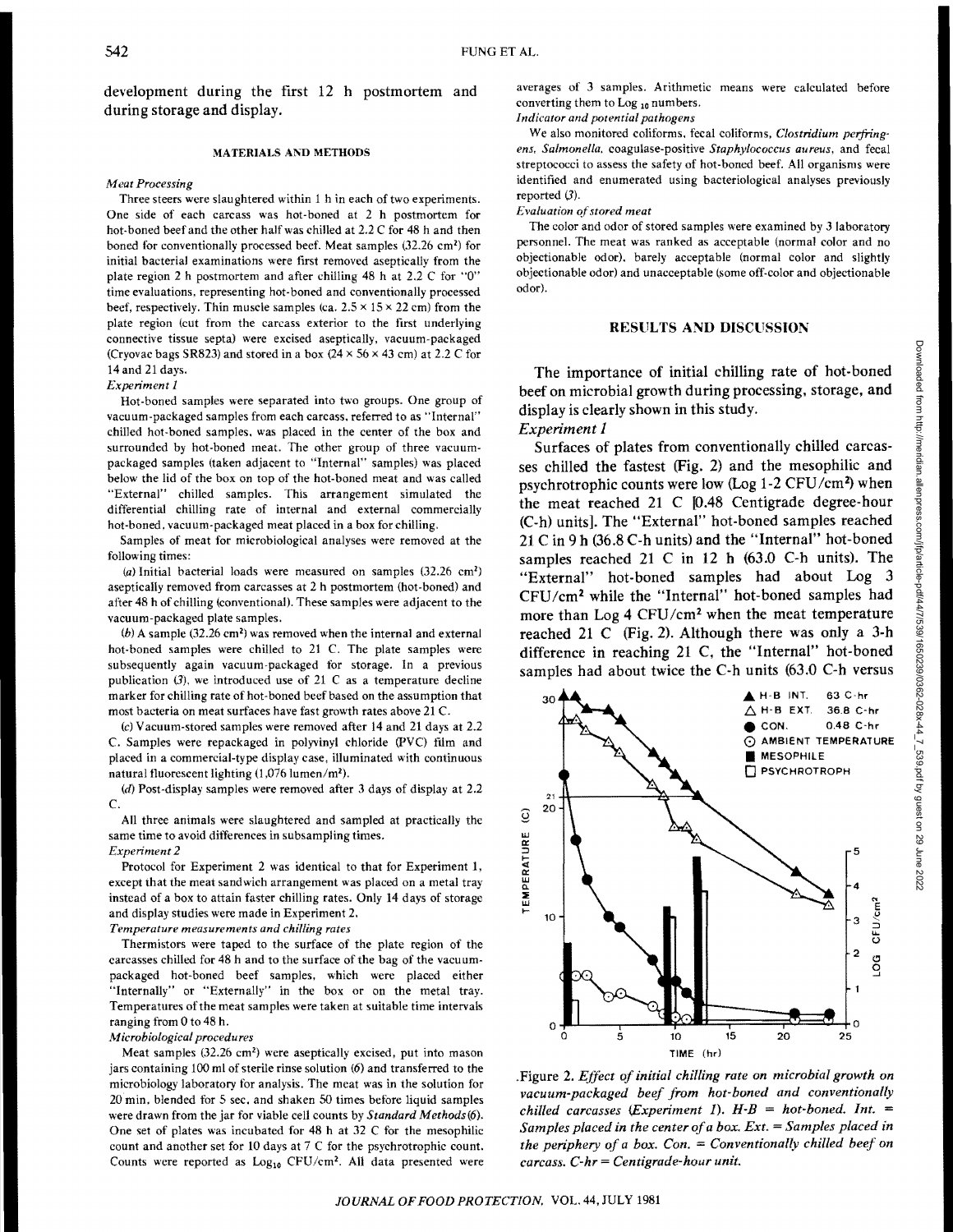development during the first 12 h postmortem and during storage and display.

## MATERIALS AND METHODS

*Meat Processing*

Three steers were slaughtered within 1 h in each of two experiments. One side of each carcass was hot-boned at 2 h postmortem for hot-boned beef and the other half was chilled at 2.2 C for 48 h and then boned for conventionally processed beef. Meat samples (32.26 cm²) for initial bacterial examinations were first removed aseptically from the plate region 2 h postmortem and after chilling 48 h at 2.2 C for "0" time evaluations, representing hot-boned and conventionally processed beef, respectively. Thin muscle samples (ca. 2.5 × 15 × 22 cm) from the plate region (cut from the carcass exterior to the first underlying connective tissue septa) were excised aseptically, vacuum-packaged (Cryovac bags SR823) and stored in a box (24 × 56 × 43 cm) at 2.2 C for 14 and 21 days.

*Experiment 1*

Hot-boned samples were separated into two groups. One group of vacuum-packaged samples from each carcass, referred to as "Internal" chilled hot-boned samples, was placed in the center of the box and surrounded by hot-boned meat. The other group of three vacuum-packaged samples (taken adjacent to "Internal" samples) was placed below the lid of the box on top of the hot-boned meat and was called "External" chilled samples. This arrangement simulated the differential chilling rate of internal and external commercially hot-boned, vacuum-packaged meat placed in a box for chilling.

Samples of meat for microbiological analyses were removed at the following times:

(*a*) Initial bacterial loads were measured on samples (32.26 cm²) aseptically removed from carcasses at 2 h postmortem (hot-boned) and after 48 h of chilling (conventional). These samples were adjacent to the vacuum-packaged plate samples.

(*b*) A sample (32.26 cm²) was removed when the internal and external hot-boned samples were chilled to 21 C. The plate samples were subsequently again vacuum-packaged for storage. In a previous publication (*3*), we introduced use of 21 C as a temperature decline marker for chilling rate of hot-boned beef based on the assumption that most bacteria on meat surfaces have fast growth rates above 21 C.

(*c*) Vacuum-stored samples were removed after 14 and 21 days at 2.2 C. Samples were repackaged in polyvinyl chloride (PVC) film and placed in a commercial-type display case, illuminated with continuous natural fluorescent lighting (1,076 lumen/m²).

(*d*) Post-display samples were removed after 3 days of display at 2.2 C.

All three animals were slaughtered and sampled at practically the same time to avoid differences in subsampling times.

*Experiment 2*

Protocol for Experiment 2 was identical to that for Experiment 1, except that the meat sandwich arrangement was placed on a metal tray instead of a box to attain faster chilling rates. Only 14 days of storage and display studies were made in Experiment 2.

*Temperature measurements and chilling rates*

Thermistors were taped to the surface of the plate region of the carcasses chilled for 48 h and to the surface of the bag of the vacuum-packaged hot-boned beef samples, which were placed either "Internally" or "Externally" in the box or on the metal tray. Temperatures of the meat samples were taken at suitable time intervals ranging from 0 to 48 h.

*Microbiological procedures*

Meat samples (32.26 cm²) were aseptically excised, put into mason jars containing 100 ml of sterile rinse solution (*6*) and transferred to the microbiology laboratory for analysis. The meat was in the solution for 20 min, blended for 5 sec, and shaken 50 times before liquid samples were drawn from the jar for viable cell counts by *Standard Methods* (*6*). One set of plates was incubated for 48 h at 32 C for the mesophilic count and another set for 10 days at 7 C for the psychrotrophic count. Counts were reported as $Log_{10}$ CFU/cm². All data presented were averages of 3 samples. Arithmetic means were calculated before converting them to $Log_{10}$ numbers.

*Indicator and potential pathogens*

We also monitored coliforms, fecal coliforms, *Clostridium perfringens*, *Salmonella*, coagulase-positive *Staphylococcus aureus*, and fecal streptococci to assess the safety of hot-boned beef. All organisms were identified and enumerated using bacteriological analyses previously reported (*3*).

*Evaluation of stored meat*

The color and odor of stored samples were examined by 3 laboratory personnel. The meat was ranked as acceptable (normal color and no objectionable odor), barely acceptable (normal color and slightly objectionable odor) and unacceptable (some off-color and objectionable odor).

## RESULTS AND DISCUSSION

The importance of initial chilling rate of hot-boned beef on microbial growth during processing, storage, and display is clearly shown in this study.

*Experiment 1*

Surfaces of plates from conventionally chilled carcasses chilled the fastest (Fig. 2) and the mesophilic and psychrotrophic counts were low (Log 1-2 CFU/cm²) when the meat reached 21 C [0.48 Centigrade degree-hour (C-h) units]. The "External" hot-boned samples reached 21 C in 9 h (36.8 C-h units) and the "Internal" hot-boned samples reached 21 C in 12 h (63.0 C-h units). The "External" hot-boned samples had about Log 3 CFU/cm² while the "Internal" hot-boned samples had more than Log 4 CFU/cm² when the meat temperature reached 21 C (Fig. 2). Although there was only a 3-h difference in reaching 21 C, the "Internal" hot-boned samples had about twice the C-h units (63.0 C-h versus

Figure 2. *Effect of initial chilling rate on microbial growth on vacuum-packaged beef from hot-boned and conventionally chilled carcasses (Experiment 1). H-B = hot-boned. Int. = Samples placed in the center of a box. Ext. = Samples placed in the periphery of a box. Con. = Conventionally chilled beef on carcass. C-hr = Centigrade-hour unit.*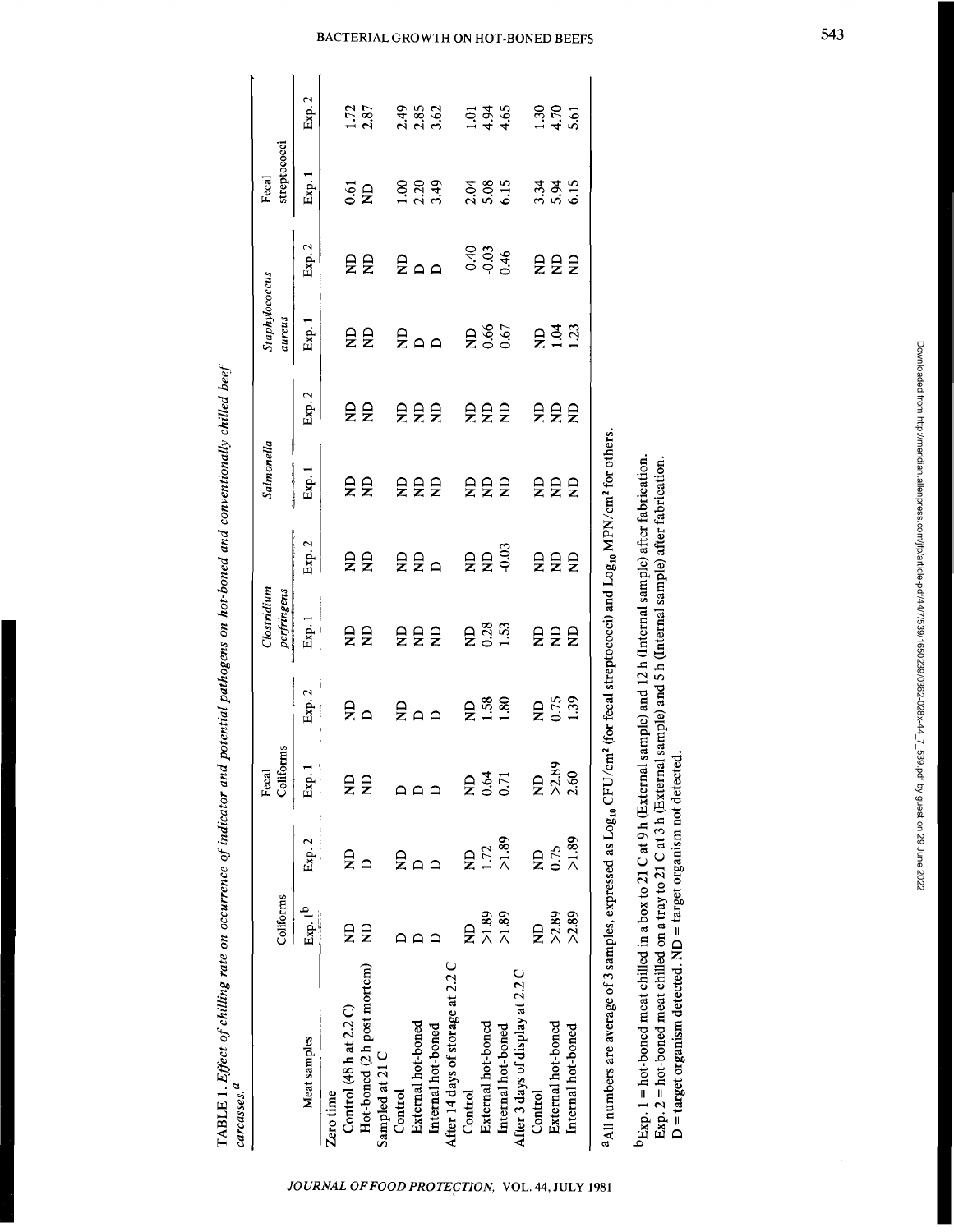TABLE 1. *Effect of chilling rate on occurrence of indicator and potential pathogens on hot-boned and conventionally chilled beef carcasses.*[a]

| Meat samples | Coliforms | | Fecal Coliforms | | *Clostridium perfringens* | | *Salmonella* | | *Staphylococcus aureus* | | Fecal streptococci | |
|---|---|---|---|---|---|---|---|---|---|---|---|---|
| | Exp. 1[b] | Exp. 2 | Exp. 1 | Exp. 2 | Exp. 1 | Exp. 2 | Exp. 1 | Exp. 2 | Exp. 1 | Exp. 2 | Exp. 1 | Exp. 2 |
| Zero time | | | | | | | | | | | | |
| Control (48 h at 2.2 C) | ND | ND | ND | ND | ND | ND | ND | ND | ND | ND | 0.61 | 1.72 |
| Hot-boned (2 h post mortem) | ND | D | ND | D | ND | ND | ND | ND | ND | ND | ND | 2.87 |
| Sampled at 21 C | | | | | | | | | | | | |
| Control | D | ND | D | ND | ND | ND | ND | ND | ND | ND | 1.00 | 2.49 |
| External hot-boned | D | D | D | D | ND | ND | ND | ND | D | D | 2.20 | 2.85 |
| Internal hot-boned | D | D | D | D | ND | D | ND | ND | D | D | 3.49 | 3.62 |
| After 14 days of storage at 2.2 C | | | | | | | | | | | | |
| Control | ND | ND | ND | ND | ND | ND | ND | ND | ND | -0.40 | 2.04 | 1.01 |
| External hot-boned | >1.89 | 1.72 | 0.64 | 1.58 | 0.28 | ND | ND | ND | 0.66 | -0.03 | 5.08 | 4.94 |
| Internal hot-boned | >1.89 | >1.89 | 0.71 | 1.80 | 1.53 | -0.03 | ND | ND | 0.67 | 0.46 | 6.15 | 4.65 |
| After 3 days of display at 2.2 C | | | | | | | | | | | | |
| Control | ND | ND | ND | ND | ND | ND | ND | ND | ND | ND | 3.34 | 1.30 |
| External hot-boned | >2.89 | 0.75 | >2.89 | 0.75 | ND | ND | ND | ND | 1.04 | ND | 5.94 | 4.70 |
| Internal hot-boned | >2.89 | >1.89 | 2.60 | 1.39 | ND | ND | ND | ND | 1.23 | ND | 6.15 | 5.61 |

[a]All numbers are average of 3 samples, expressed as $Log_{10}$ CFU/cm² (for fecal streptococci) and $Log_{10}$ MPN/cm² for others.

[b]Exp. 1 = hot-boned meat chilled in a box to 21 C at 9 h (External sample) and 12 h (Internal sample) after fabrication.
Exp. 2 = hot-boned meat chilled on a tray to 21 C at 3 h (External sample) and 5 h (Internal sample) after fabrication.
D = target organism detected. ND = target organism not detected.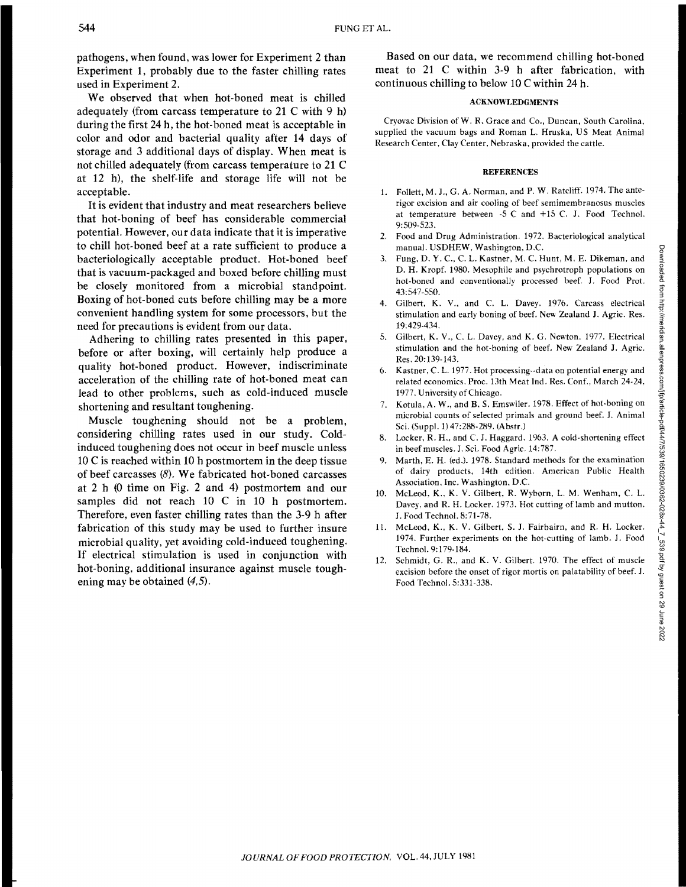pathogens, when found, was lower for Experiment 2 than Experiment 1, probably due to the faster chilling rates used in Experiment 2.

We observed that when hot-boned meat is chilled adequately (from carcass temperature to 21 C with 9 h) during the first 24 h, the hot-boned meat is acceptable in color and odor and bacterial quality after 14 days of storage and 3 additional days of display. When meat is not chilled adequately (from carcass temperature to 21 C at 12 h), the shelf-life and storage life will not be acceptable.

It is evident that industry and meat researchers believe that hot-boning of beef has considerable commercial potential. However, our data indicate that it is imperative to chill hot-boned beef at a rate sufficient to produce a bacteriologically acceptable product. Hot-boned beef that is vacuum-packaged and boxed before chilling must be closely monitored from a microbial standpoint. Boxing of hot-boned cuts before chilling may be a more convenient handling system for some processors, but the need for precautions is evident from our data.

Adhering to chilling rates presented in this paper, before or after boxing, will certainly help produce a quality hot-boned product. However, indiscriminate acceleration of the chilling rate of hot-boned meat can lead to other problems, such as cold-induced muscle shortening and resultant toughening.

Muscle toughening should not be a problem, considering chilling rates used in our study. Cold-induced toughening does not occur in beef muscle unless 10 C is reached within 10 h postmortem in the deep tissue of beef carcasses (*8*). We fabricated hot-boned carcasses at 2 h (0 time on Fig. 2 and 4) postmortem and our samples did not reach 10 C in 10 h postmortem. Therefore, even faster chilling rates than the 3-9 h after fabrication of this study may be used to further insure microbial quality, yet avoiding cold-induced toughening. If electrical stimulation is used in conjunction with hot-boning, additional insurance against muscle toughening may be obtained (*4,5*).

Based on our data, we recommend chilling hot-boned meat to 21 C within 3-9 h after fabrication, with continuous chilling to below 10 C within 24 h.

## ACKNOWLEDGMENTS

Cryovac Division of W. R. Grace and Co., Duncan, South Carolina, supplied the vacuum bags and Roman L. Hruska, US Meat Animal Research Center, Clay Center, Nebraska, provided the cattle.

## REFERENCES

1. Follett, M. J., G. A. Norman, and P. W. Ratcliff. 1974. The ante-rigor excision and air cooling of beef semimembranosus muscles at temperature between -5 C and +15 C. J. Food Technol. 9:509-523.
2. Food and Drug Administration. 1972. Bacteriological analytical manual. USDHEW, Washington, D.C.
3. Fung, D. Y. C., C. L. Kastner, M. C. Hunt, M. E. Dikeman, and D. H. Kropf. 1980. Mesophile and psychrotroph populations on hot-boned and conventionally processed beef. J. Food Prot. 43:547-550.
4. Gilbert, K. V., and C. L. Davey. 1976. Carcass electrical stimulation and early boning of beef. New Zealand J. Agric. Res. 19:429-434.
5. Gilbert, K. V., C. L. Davey, and K. G. Newton. 1977. Electrical stimulation and the hot-boning of beef. New Zealand J. Agric. Res. 20:139-143.
6. Kastner, C. L. 1977. Hot processing--data on potential energy and related economics. Proc. 13th Meat Ind. Res. Conf., March 24-24, 1977. University of Chicago.
7. Kotula, A. W., and B. S. Emswiler. 1978. Effect of hot-boning on microbial counts of selected primals and ground beef. J. Animal Sci. (Suppl. 1) 47:288-289. (Abstr.)
8. Locker, R. H., and C. J. Haggard. 1963. A cold-shortening effect in beef muscles. J. Sci. Food Agric. 14:787.
9. Marth, E. H. (ed.). 1978. Standard methods for the examination of dairy products, 14th edition. American Public Health Association, Inc. Washington, D.C.
10. McLeod, K., K. V. Gilbert, R. Wyborn, L. M. Wenham, C. L. Davey, and R. H. Locker. 1973. Hot cutting of lamb and mutton. J. Food Technol. 8:71-78.
11. McLeod, K., K. V. Gilbert, S. J. Fairbairn, and R. H. Locker. 1974. Further experiments on the hot-cutting of lamb. J. Food Technol. 9:179-184.
12. Schmidt, G. R., and K. V. Gilbert. 1970. The effect of muscle excision before the onset of rigor mortis on palatability of beef. J. Food Technol. 5:331-338.